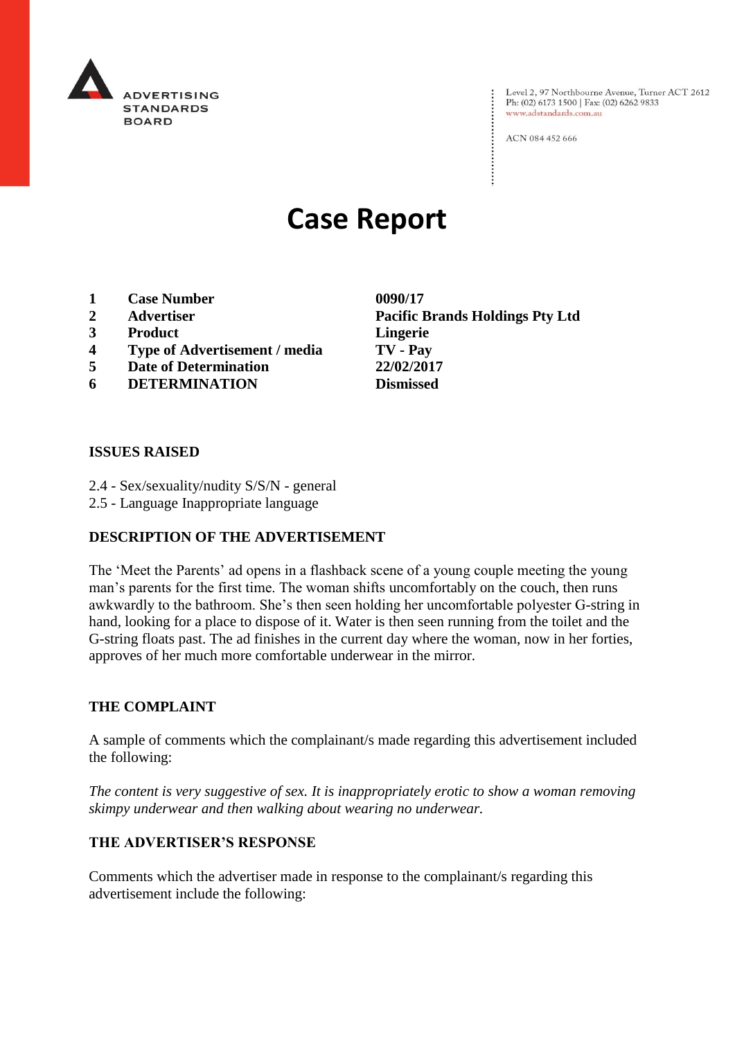ADVERTISING STANDARDS BOARD

Level 2, 97 Northbourne Avenue, Turner ACT 2612
Ph: (02) 6173 1500 | Fax: (02) 6262 9833
www.adstandards.com.au

ACN 084 452 666

# Case Report

| | | |
|---|---|---|
| **1** | **Case Number** | **0090/17** |
| **2** | **Advertiser** | **Pacific Brands Holdings Pty Ltd** |
| **3** | **Product** | **Lingerie** |
| **4** | **Type of Advertisement / media** | **TV - Pay** |
| **5** | **Date of Determination** | **22/02/2017** |
| **6** | **DETERMINATION** | **Dismissed** |

## ISSUES RAISED

2.4 - Sex/sexuality/nudity S/S/N - general
2.5 - Language Inappropriate language

## DESCRIPTION OF THE ADVERTISEMENT

The 'Meet the Parents' ad opens in a flashback scene of a young couple meeting the young man's parents for the first time. The woman shifts uncomfortably on the couch, then runs awkwardly to the bathroom. She's then seen holding her uncomfortable polyester G-string in hand, looking for a place to dispose of it. Water is then seen running from the toilet and the G-string floats past. The ad finishes in the current day where the woman, now in her forties, approves of her much more comfortable underwear in the mirror.

## THE COMPLAINT

A sample of comments which the complainant/s made regarding this advertisement included the following:

*The content is very suggestive of sex. It is inappropriately erotic to show a woman removing skimpy underwear and then walking about wearing no underwear.*

## THE ADVERTISER'S RESPONSE

Comments which the advertiser made in response to the complainant/s regarding this advertisement include the following: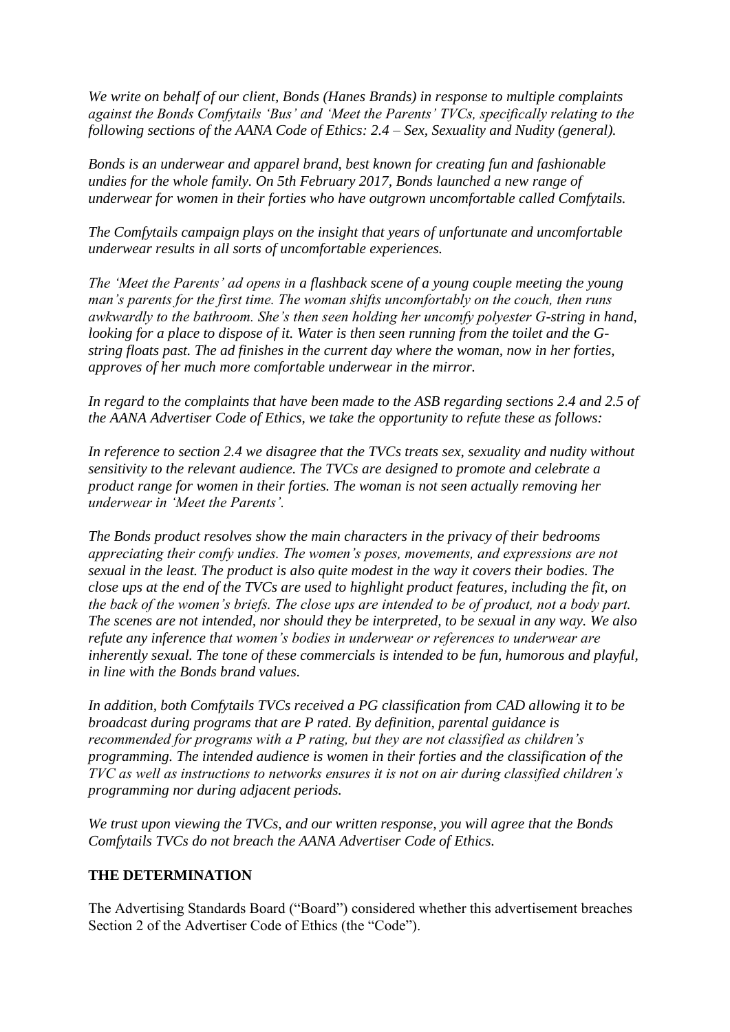*We write on behalf of our client, Bonds (Hanes Brands) in response to multiple complaints against the Bonds Comfytails 'Bus' and 'Meet the Parents' TVCs, specifically relating to the following sections of the AANA Code of Ethics: 2.4 – Sex, Sexuality and Nudity (general).*

*Bonds is an underwear and apparel brand, best known for creating fun and fashionable undies for the whole family. On 5th February 2017, Bonds launched a new range of underwear for women in their forties who have outgrown uncomfortable called Comfytails.*

*The Comfytails campaign plays on the insight that years of unfortunate and uncomfortable underwear results in all sorts of uncomfortable experiences.*

*The 'Meet the Parents' ad opens in a flashback scene of a young couple meeting the young man's parents for the first time. The woman shifts uncomfortably on the couch, then runs awkwardly to the bathroom. She's then seen holding her uncomfy polyester G-string in hand, looking for a place to dispose of it. Water is then seen running from the toilet and the G-string floats past. The ad finishes in the current day where the woman, now in her forties, approves of her much more comfortable underwear in the mirror.*

*In regard to the complaints that have been made to the ASB regarding sections 2.4 and 2.5 of the AANA Advertiser Code of Ethics, we take the opportunity to refute these as follows:*

*In reference to section 2.4 we disagree that the TVCs treats sex, sexuality and nudity without sensitivity to the relevant audience. The TVCs are designed to promote and celebrate a product range for women in their forties. The woman is not seen actually removing her underwear in 'Meet the Parents'.*

*The Bonds product resolves show the main characters in the privacy of their bedrooms appreciating their comfy undies. The women's poses, movements, and expressions are not sexual in the least. The product is also quite modest in the way it covers their bodies. The close ups at the end of the TVCs are used to highlight product features, including the fit, on the back of the women's briefs. The close ups are intended to be of product, not a body part. The scenes are not intended, nor should they be interpreted, to be sexual in any way. We also refute any inference that women's bodies in underwear or references to underwear are inherently sexual. The tone of these commercials is intended to be fun, humorous and playful, in line with the Bonds brand values.*

*In addition, both Comfytails TVCs received a PG classification from CAD allowing it to be broadcast during programs that are P rated. By definition, parental guidance is recommended for programs with a P rating, but they are not classified as children's programming. The intended audience is women in their forties and the classification of the TVC as well as instructions to networks ensures it is not on air during classified children's programming nor during adjacent periods.*

*We trust upon viewing the TVCs, and our written response, you will agree that the Bonds Comfytails TVCs do not breach the AANA Advertiser Code of Ethics.*

**THE DETERMINATION**

The Advertising Standards Board ("Board") considered whether this advertisement breaches Section 2 of the Advertiser Code of Ethics (the "Code").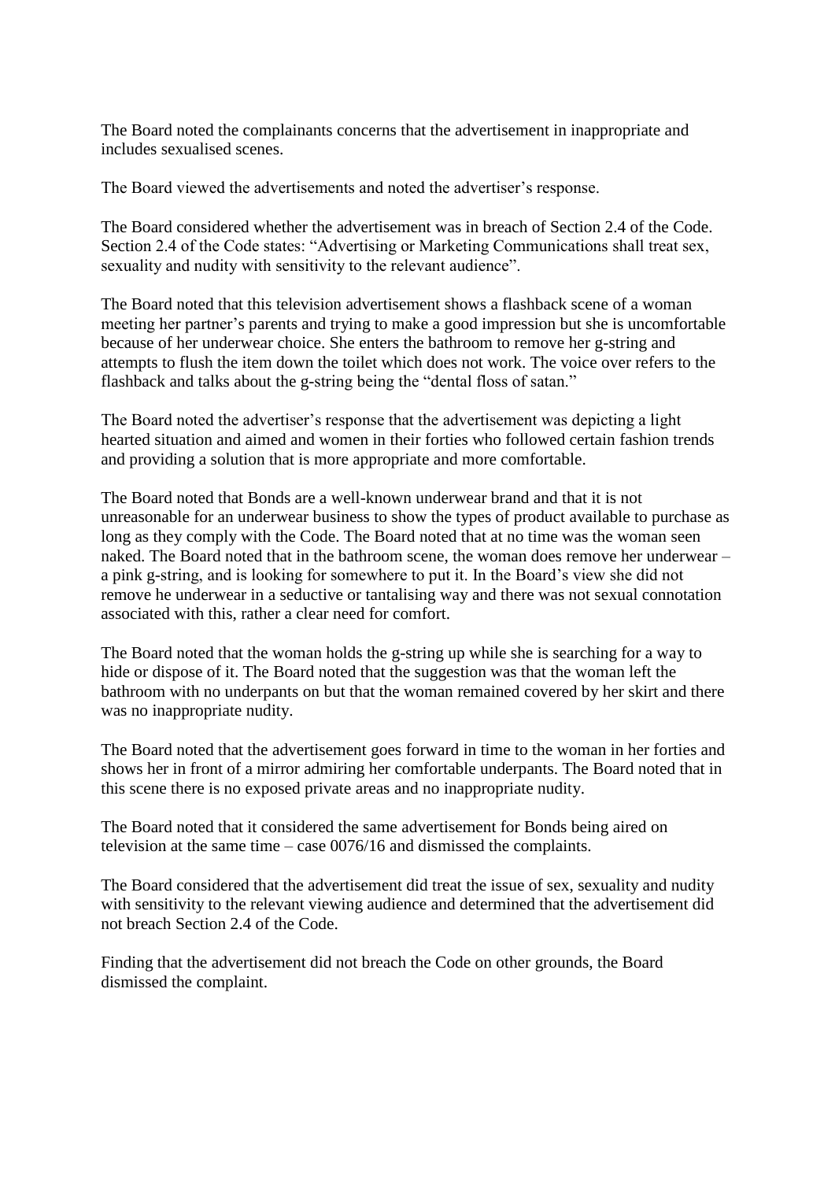The Board noted the complainants concerns that the advertisement in inappropriate and includes sexualised scenes.

The Board viewed the advertisements and noted the advertiser's response.

The Board considered whether the advertisement was in breach of Section 2.4 of the Code. Section 2.4 of the Code states: "Advertising or Marketing Communications shall treat sex, sexuality and nudity with sensitivity to the relevant audience".

The Board noted that this television advertisement shows a flashback scene of a woman meeting her partner's parents and trying to make a good impression but she is uncomfortable because of her underwear choice. She enters the bathroom to remove her g-string and attempts to flush the item down the toilet which does not work. The voice over refers to the flashback and talks about the g-string being the "dental floss of satan."

The Board noted the advertiser's response that the advertisement was depicting a light hearted situation and aimed and women in their forties who followed certain fashion trends and providing a solution that is more appropriate and more comfortable.

The Board noted that Bonds are a well-known underwear brand and that it is not unreasonable for an underwear business to show the types of product available to purchase as long as they comply with the Code. The Board noted that at no time was the woman seen naked. The Board noted that in the bathroom scene, the woman does remove her underwear – a pink g-string, and is looking for somewhere to put it. In the Board's view she did not remove he underwear in a seductive or tantalising way and there was not sexual connotation associated with this, rather a clear need for comfort.

The Board noted that the woman holds the g-string up while she is searching for a way to hide or dispose of it. The Board noted that the suggestion was that the woman left the bathroom with no underpants on but that the woman remained covered by her skirt and there was no inappropriate nudity.

The Board noted that the advertisement goes forward in time to the woman in her forties and shows her in front of a mirror admiring her comfortable underpants. The Board noted that in this scene there is no exposed private areas and no inappropriate nudity.

The Board noted that it considered the same advertisement for Bonds being aired on television at the same time – case 0076/16 and dismissed the complaints.

The Board considered that the advertisement did treat the issue of sex, sexuality and nudity with sensitivity to the relevant viewing audience and determined that the advertisement did not breach Section 2.4 of the Code.

Finding that the advertisement did not breach the Code on other grounds, the Board dismissed the complaint.